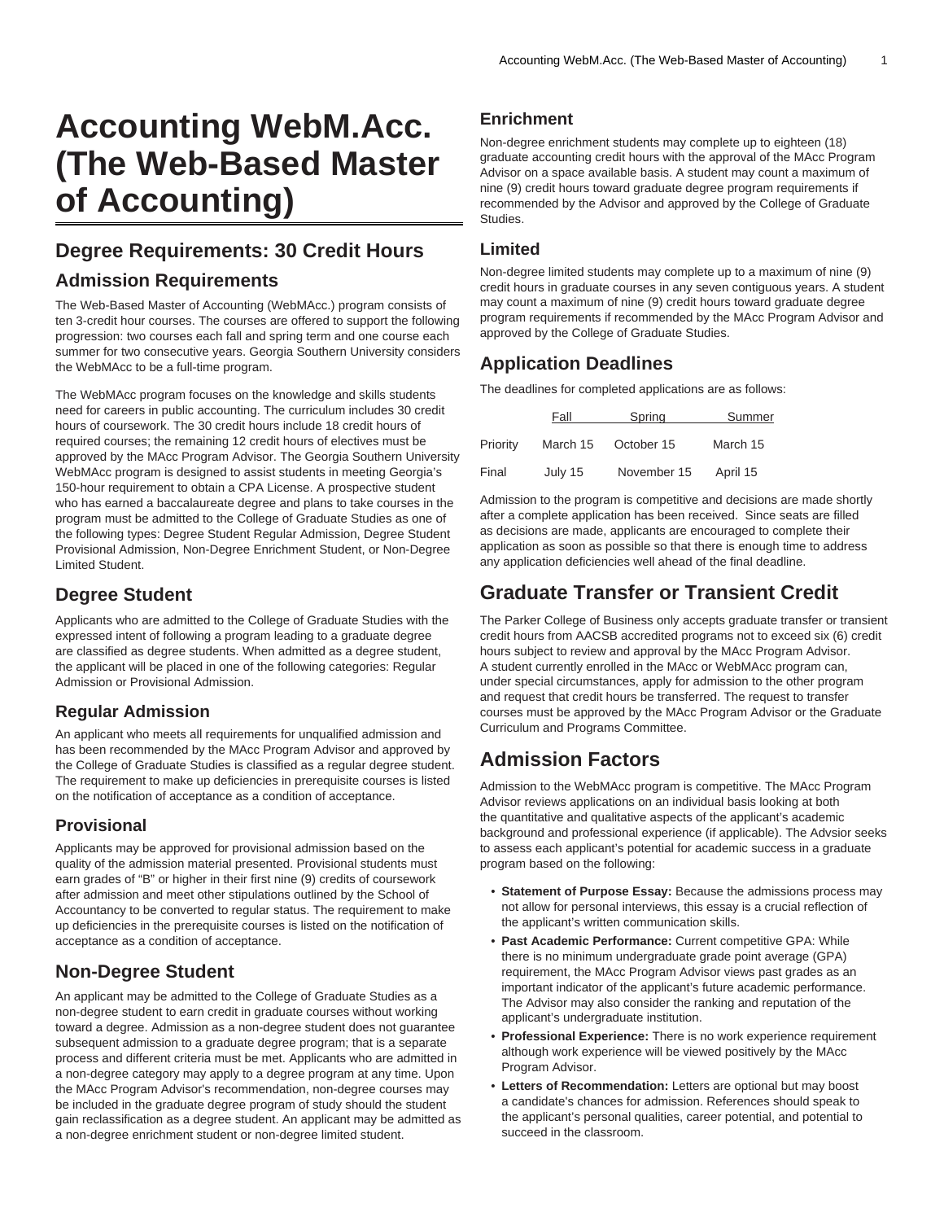# Accounting WebM.Acc. (The Web-Based Master of Accounting)

## Degree Requirements: 30 Credit Hours

## Admission Requirements

The Web-Based Master of Accounting (WebMAcc.) program consists of ten 3-credit hour courses. The courses are offered to support the following progression: two courses each fall and spring term and one course each summer for two consecutive years. Georgia Southern University considers the WebMAcc to be a full-time program.

The WebMAcc program focuses on the knowledge and skills students need for careers in public accounting. The curriculum includes 30 credit hours of coursework. The 30 credit hours include 18 credit hours of required courses; the remaining 12 credit hours of electives must be approved by the MAcc Program Advisor. The Georgia Southern University WebMAcc program is designed to assist students in meeting Georgia's 150-hour requirement to obtain a CPA License. A prospective student who has earned a baccalaureate degree and plans to take courses in the program must be admitted to the College of Graduate Studies as one of the following types: Degree Student Regular Admission, Degree Student Provisional Admission, Non-Degree Enrichment Student, or Non-Degree Limited Student.

## Degree Student

Applicants who are admitted to the College of Graduate Studies with the expressed intent of following a program leading to a graduate degree are classified as degree students. When admitted as a degree student, the applicant will be placed in one of the following categories: Regular Admission or Provisional Admission.

### Regular Admission

An applicant who meets all requirements for unqualified admission and has been recommended by the MAcc Program Advisor and approved by the College of Graduate Studies is classified as a regular degree student. The requirement to make up deficiencies in prerequisite courses is listed on the notification of acceptance as a condition of acceptance.

### Provisional

Applicants may be approved for provisional admission based on the quality of the admission material presented. Provisional students must earn grades of "B" or higher in their first nine (9) credits of coursework after admission and meet other stipulations outlined by the School of Accountancy to be converted to regular status. The requirement to make up deficiencies in the prerequisite courses is listed on the notification of acceptance as a condition of acceptance.

## Non-Degree Student

An applicant may be admitted to the College of Graduate Studies as a non-degree student to earn credit in graduate courses without working toward a degree. Admission as a non-degree student does not guarantee subsequent admission to a graduate degree program; that is a separate process and different criteria must be met. Applicants who are admitted in a non-degree category may apply to a degree program at any time. Upon the MAcc Program Advisor's recommendation, non-degree courses may be included in the graduate degree program of study should the student gain reclassification as a degree student. An applicant may be admitted as a non-degree enrichment student or non-degree limited student.

### Enrichment

Non-degree enrichment students may complete up to eighteen (18) graduate accounting credit hours with the approval of the MAcc Program Advisor on a space available basis. A student may count a maximum of nine (9) credit hours toward graduate degree program requirements if recommended by the Advisor and approved by the College of Graduate Studies.

### Limited

Non-degree limited students may complete up to a maximum of nine (9) credit hours in graduate courses in any seven contiguous years. A student may count a maximum of nine (9) credit hours toward graduate degree program requirements if recommended by the MAcc Program Advisor and approved by the College of Graduate Studies.

## Application Deadlines

The deadlines for completed applications are as follows:

| | Fall | Spring | Summer |
|---|---|---|---|
| Priority | March 15 | October 15 | March 15 |
| Final | July 15 | November 15 | April 15 |

Admission to the program is competitive and decisions are made shortly after a complete application has been received. Since seats are filled as decisions are made, applicants are encouraged to complete their application as soon as possible so that there is enough time to address any application deficiencies well ahead of the final deadline.

## Graduate Transfer or Transient Credit

The Parker College of Business only accepts graduate transfer or transient credit hours from AACSB accredited programs not to exceed six (6) credit hours subject to review and approval by the MAcc Program Advisor. A student currently enrolled in the MAcc or WebMAcc program can, under special circumstances, apply for admission to the other program and request that credit hours be transferred. The request to transfer courses must be approved by the MAcc Program Advisor or the Graduate Curriculum and Programs Committee.

## Admission Factors

Admission to the WebMAcc program is competitive. The MAcc Program Advisor reviews applications on an individual basis looking at both the quantitative and qualitative aspects of the applicant's academic background and professional experience (if applicable). The Advsior seeks to assess each applicant's potential for academic success in a graduate program based on the following:

- **Statement of Purpose Essay:** Because the admissions process may not allow for personal interviews, this essay is a crucial reflection of the applicant's written communication skills.
- **Past Academic Performance:** Current competitive GPA: While there is no minimum undergraduate grade point average (GPA) requirement, the MAcc Program Advisor views past grades as an important indicator of the applicant's future academic performance. The Advisor may also consider the ranking and reputation of the applicant's undergraduate institution.
- **Professional Experience:** There is no work experience requirement although work experience will be viewed positively by the MAcc Program Advisor.
- **Letters of Recommendation:** Letters are optional but may boost a candidate's chances for admission. References should speak to the applicant's personal qualities, career potential, and potential to succeed in the classroom.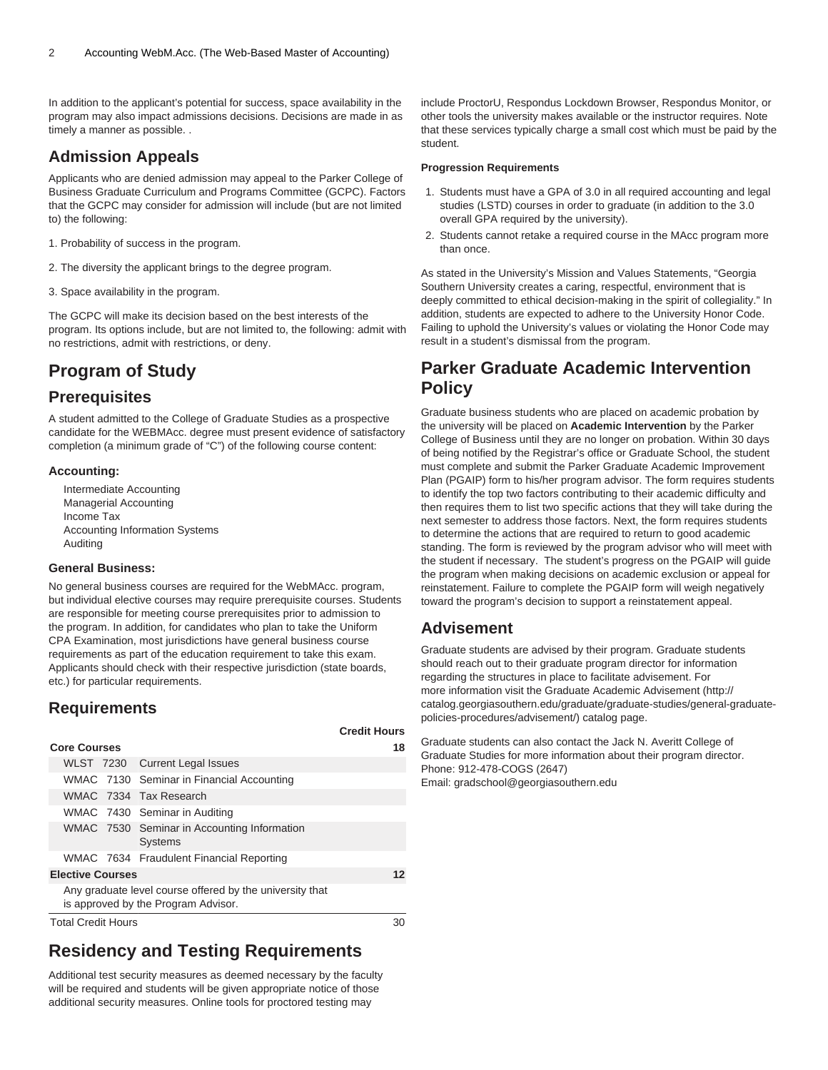In addition to the applicant's potential for success, space availability in the program may also impact admissions decisions. Decisions are made in as timely a manner as possible. .

## Admission Appeals

Applicants who are denied admission may appeal to the Parker College of Business Graduate Curriculum and Programs Committee (GCPC). Factors that the GCPC may consider for admission will include (but are not limited to) the following:

1. Probability of success in the program.

2. The diversity the applicant brings to the degree program.

3. Space availability in the program.

The GCPC will make its decision based on the best interests of the program. Its options include, but are not limited to, the following: admit with no restrictions, admit with restrictions, or deny.

# Program of Study

## Prerequisites

A student admitted to the College of Graduate Studies as a prospective candidate for the WEBMAcc. degree must present evidence of satisfactory completion (a minimum grade of "C") of the following course content:

### Accounting:

Intermediate Accounting
Managerial Accounting
Income Tax
Accounting Information Systems
Auditing

### General Business:

No general business courses are required for the WebMAcc. program, but individual elective courses may require prerequisite courses. Students are responsible for meeting course prerequisites prior to admission to the program. In addition, for candidates who plan to take the Uniform CPA Examination, most jurisdictions have general business course requirements as part of the education requirement to take this exam. Applicants should check with their respective jurisdiction (state boards, etc.) for particular requirements.

## Requirements

| | | Credit Hours |
|---|---|---|
| **Core Courses** | | **18** |
| WLST 7230 | Current Legal Issues | |
| WMAC 7130 | Seminar in Financial Accounting | |
| WMAC 7334 | Tax Research | |
| WMAC 7430 | Seminar in Auditing | |
| WMAC 7530 | Seminar in Accounting Information Systems | |
| WMAC 7634 | Fraudulent Financial Reporting | |
| **Elective Courses** | | **12** |
| Any graduate level course offered by the university that is approved by the Program Advisor. | | |
| Total Credit Hours | | 30 |

## Residency and Testing Requirements

Additional test security measures as deemed necessary by the faculty will be required and students will be given appropriate notice of those additional security measures. Online tools for proctored testing may include ProctorU, Respondus Lockdown Browser, Respondus Monitor, or other tools the university makes available or the instructor requires. Note that these services typically charge a small cost which must be paid by the student.

#### Progression Requirements

1. Students must have a GPA of 3.0 in all required accounting and legal studies (LSTD) courses in order to graduate (in addition to the 3.0 overall GPA required by the university).
2. Students cannot retake a required course in the MAcc program more than once.

As stated in the University's Mission and Values Statements, "Georgia Southern University creates a caring, respectful, environment that is deeply committed to ethical decision-making in the spirit of collegiality." In addition, students are expected to adhere to the University Honor Code. Failing to uphold the University's values or violating the Honor Code may result in a student's dismissal from the program.

## Parker Graduate Academic Intervention Policy

Graduate business students who are placed on academic probation by the university will be placed on **Academic Intervention** by the Parker College of Business until they are no longer on probation. Within 30 days of being notified by the Registrar's office or Graduate School, the student must complete and submit the Parker Graduate Academic Improvement Plan (PGAIP) form to his/her program advisor. The form requires students to identify the top two factors contributing to their academic difficulty and then requires them to list two specific actions that they will take during the next semester to address those factors. Next, the form requires students to determine the actions that are required to return to good academic standing. The form is reviewed by the program advisor who will meet with the student if necessary. The student's progress on the PGAIP will guide the program when making decisions on academic exclusion or appeal for reinstatement. Failure to complete the PGAIP form will weigh negatively toward the program's decision to support a reinstatement appeal.

## Advisement

Graduate students are advised by their program. Graduate students should reach out to their graduate program director for information regarding the structures in place to facilitate advisement. For more information visit the Graduate Academic Advisement (http://catalog.georgiasouthern.edu/graduate/graduate-studies/general-graduate-policies-procedures/advisement/) catalog page.

Graduate students can also contact the Jack N. Averitt College of Graduate Studies for more information about their program director.
Phone: 912-478-COGS (2647)
Email: gradschool@georgiasouthern.edu